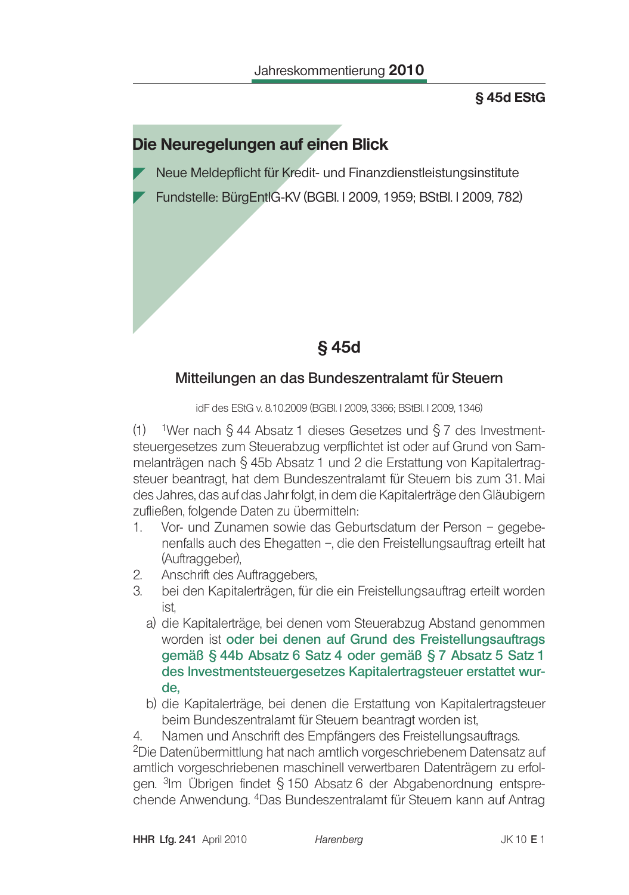## Die Neuregelungen auf einen Blick

- Neue Meldepflicht für Kredit- und Finanzdienstleistungsinstitute
- Fundstelle: BürgEntlG-KV (BGBl. I 2009, 1959; BStBl. I 2009, 782)

# § 45d

## Mitteilungen an das Bundeszentralamt für Steuern

idF des EStG v. 8.10.2009 (BGBl. I 2009, 3366; BStBl. I 2009, 1346)

(1) [1]Wer nach § 44 Absatz 1 dieses Gesetzes und § 7 des Investmentsteuergesetzes zum Steuerabzug verpflichtet ist oder auf Grund von Sammelanträgen nach § 45b Absatz 1 und 2 die Erstattung von Kapitalertragsteuer beantragt, hat dem Bundeszentralamt für Steuern bis zum 31. Mai des Jahres, das auf das Jahr folgt, in dem die Kapitalerträge den Gläubigern zufließen, folgende Daten zu übermitteln:

1. Vor- und Zunamen sowie das Geburtsdatum der Person – gegebenenfalls auch des Ehegatten –, die den Freistellungsauftrag erteilt hat (Auftraggeber),
2. Anschrift des Auftraggebers,
3. bei den Kapitalerträgen, für die ein Freistellungsauftrag erteilt worden ist,
   a) die Kapitalerträge, bei denen vom Steuerabzug Abstand genommen worden ist **oder bei denen auf Grund des Freistellungsauftrags gemäß § 44b Absatz 6 Satz 4 oder gemäß § 7 Absatz 5 Satz 1 des Investmentsteuergesetzes Kapitalertragsteuer erstattet wurde,**
   b) die Kapitalerträge, bei denen die Erstattung von Kapitalertragsteuer beim Bundeszentralamt für Steuern beantragt worden ist,
4. Namen und Anschrift des Empfängers des Freistellungsauftrags.

[2]Die Datenübermittlung hat nach amtlich vorgeschriebenem Datensatz auf amtlich vorgeschriebenen maschinell verwertbaren Datenträgern zu erfolgen. [3]Im Übrigen findet § 150 Absatz 6 der Abgabenordnung entsprechende Anwendung. [4]Das Bundeszentralamt für Steuern kann auf Antrag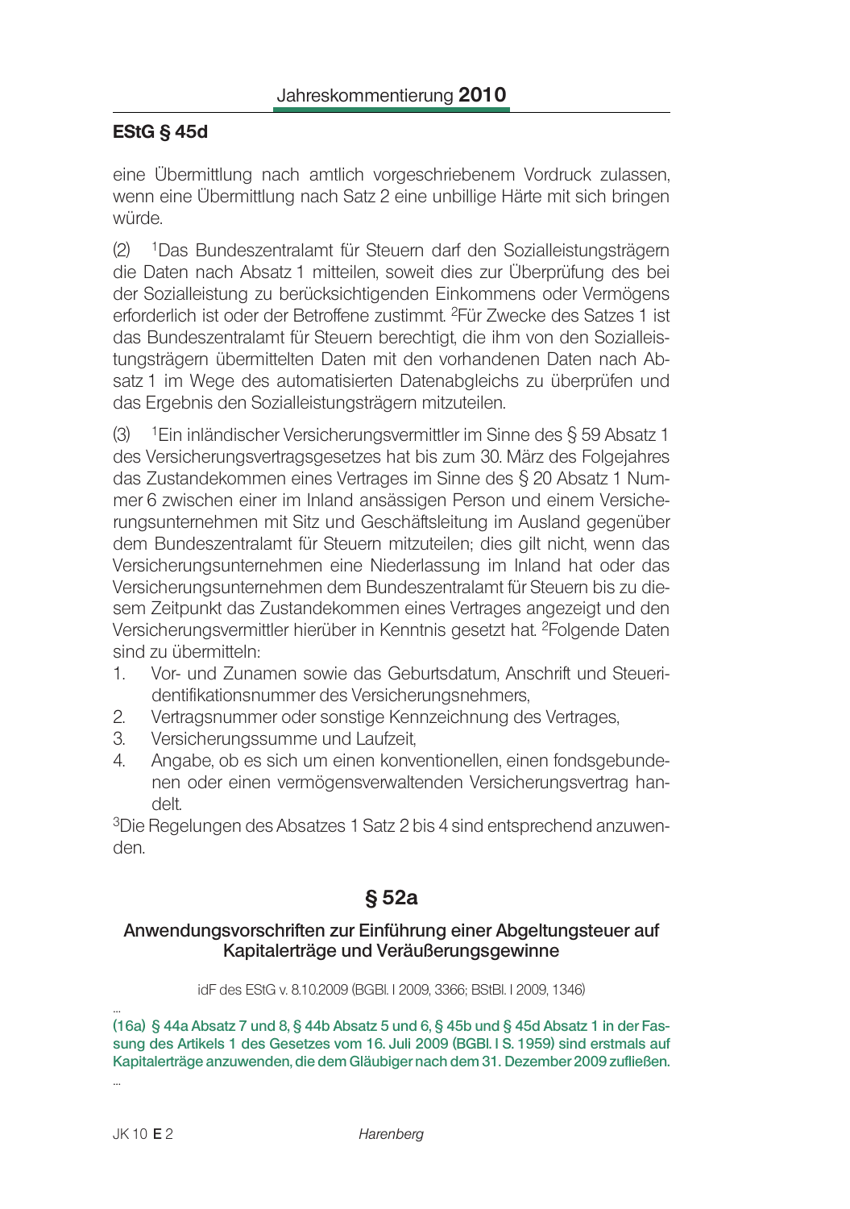## EStG § 45d

eine Übermittlung nach amtlich vorgeschriebenem Vordruck zulassen, wenn eine Übermittlung nach Satz 2 eine unbillige Härte mit sich bringen würde.

(2) [1]Das Bundeszentralamt für Steuern darf den Sozialleistungsträgern die Daten nach Absatz 1 mitteilen, soweit dies zur Überprüfung des bei der Sozialleistung zu berücksichtigenden Einkommens oder Vermögens erforderlich ist oder der Betroffene zustimmt. [2]Für Zwecke des Satzes 1 ist das Bundeszentralamt für Steuern berechtigt, die ihm von den Sozialleistungsträgern übermittelten Daten mit den vorhandenen Daten nach Absatz 1 im Wege des automatisierten Datenabgleichs zu überprüfen und das Ergebnis den Sozialleistungsträgern mitzuteilen.

(3) [1]Ein inländischer Versicherungsvermittler im Sinne des § 59 Absatz 1 des Versicherungsvertragsgesetzes hat bis zum 30. März des Folgejahres das Zustandekommen eines Vertrages im Sinne des § 20 Absatz 1 Nummer 6 zwischen einer im Inland ansässigen Person und einem Versicherungsunternehmen mit Sitz und Geschäftsleitung im Ausland gegenüber dem Bundeszentralamt für Steuern mitzuteilen; dies gilt nicht, wenn das Versicherungsunternehmen eine Niederlassung im Inland hat oder das Versicherungsunternehmen dem Bundeszentralamt für Steuern bis zu diesem Zeitpunkt das Zustandekommen eines Vertrages angezeigt und den Versicherungsvermittler hierüber in Kenntnis gesetzt hat. [2]Folgende Daten sind zu übermitteln:

1. Vor- und Zunamen sowie das Geburtsdatum, Anschrift und Steueridentifikationsnummer des Versicherungsnehmers,
2. Vertragsnummer oder sonstige Kennzeichnung des Vertrages,
3. Versicherungssumme und Laufzeit,
4. Angabe, ob es sich um einen konventionellen, einen fondsgebundenen oder einen vermögensverwaltenden Versicherungsvertrag handelt.

[3]Die Regelungen des Absatzes 1 Satz 2 bis 4 sind entsprechend anzuwenden.

## § 52a

### Anwendungsvorschriften zur Einführung einer Abgeltungsteuer auf Kapitalerträge und Veräußerungsgewinne

idF des EStG v. 8.10.2009 (BGBl. I 2009, 3366; BStBl. I 2009, 1346)

...

**(16a) § 44a Absatz 7 und 8, § 44b Absatz 5 und 6, § 45b und § 45d Absatz 1 in der Fassung des Artikels 1 des Gesetzes vom 16. Juli 2009 (BGBl. I S. 1959) sind erstmals auf Kapitalerträge anzuwenden, die dem Gläubiger nach dem 31. Dezember 2009 zufließen.**

...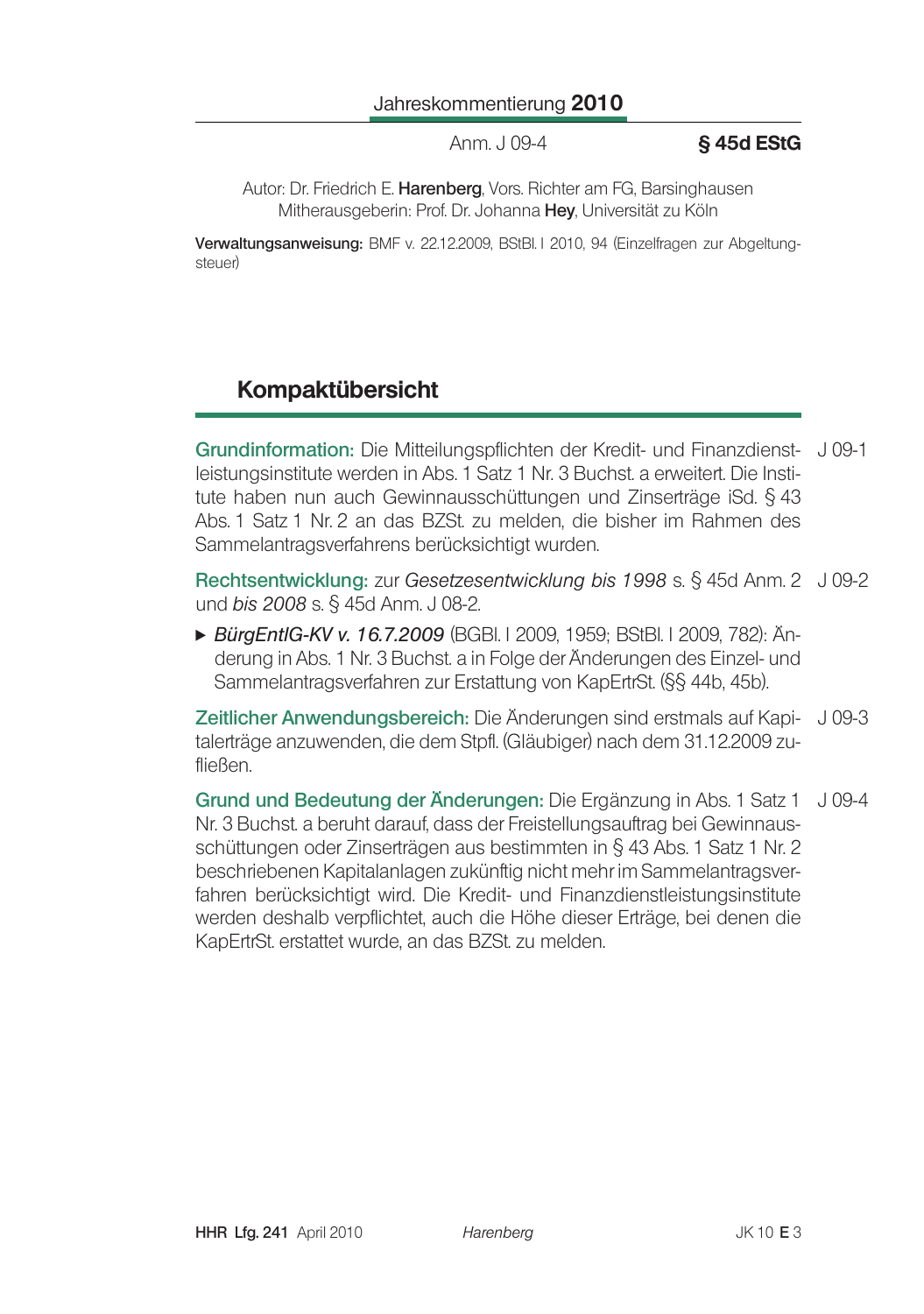Autor: Dr. Friedrich E. **Harenberg**, Vors. Richter am FG, Barsinghausen
Mitherausgeberin: Prof. Dr. Johanna **Hey**, Universität zu Köln

**Verwaltungsanweisung:** BMF v. 22.12.2009, BStBl. I 2010, 94 (Einzelfragen zur Abgeltungsteuer)

## Kompaktübersicht

**Grundinformation:** Die Mitteilungspflichten der Kredit- und Finanzdienstleistungsinstitute werden in Abs. 1 Satz 1 Nr. 3 Buchst. a erweitert. Die Institute haben nun auch Gewinnausschüttungen und Zinserträge iSd. § 43 Abs. 1 Satz 1 Nr. 2 an das BZSt. zu melden, die bisher im Rahmen des Sammelantragsverfahrens berücksichtigt wurden. J 09-1

**Rechtsentwicklung:** zur *Gesetzesentwicklung bis 1998* s. § 45d Anm. 2 und *bis 2008* s. § 45d Anm. J 08-2. J 09-2

- *BürgEntlG-KV v. 16.7.2009* (BGBl. I 2009, 1959; BStBl. I 2009, 782): Änderung in Abs. 1 Nr. 3 Buchst. a in Folge der Änderungen des Einzel- und Sammelantragsverfahren zur Erstattung von KapErtrSt. (§§ 44b, 45b).

**Zeitlicher Anwendungsbereich:** Die Änderungen sind erstmals auf Kapitalerträge anzuwenden, die dem Stpfl. (Gläubiger) nach dem 31.12.2009 zufließen. J 09-3

**Grund und Bedeutung der Änderungen:** Die Ergänzung in Abs. 1 Satz 1 Nr. 3 Buchst. a beruht darauf, dass der Freistellungsauftrag bei Gewinnausschüttungen oder Zinserträgen aus bestimmten in § 43 Abs. 1 Satz 1 Nr. 2 beschriebenen Kapitalanlagen zukünftig nicht mehr im Sammelantragsverfahren berücksichtigt wird. Die Kredit- und Finanzdienstleistungsinstitute werden deshalb verpflichtet, auch die Höhe dieser Erträge, bei denen die KapErtrSt. erstattet wurde, an das BZSt. zu melden. J 09-4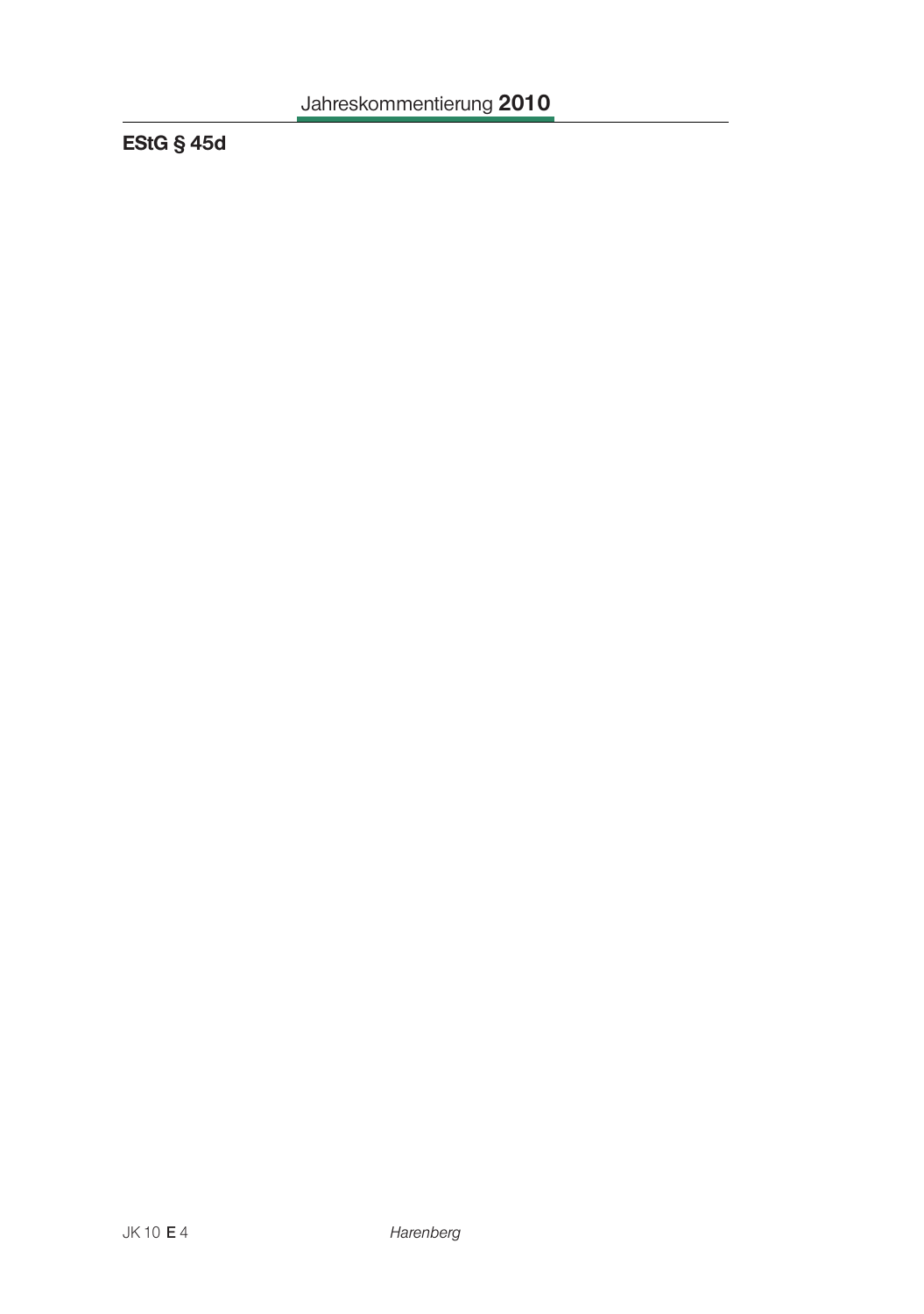**EStG § 45d**